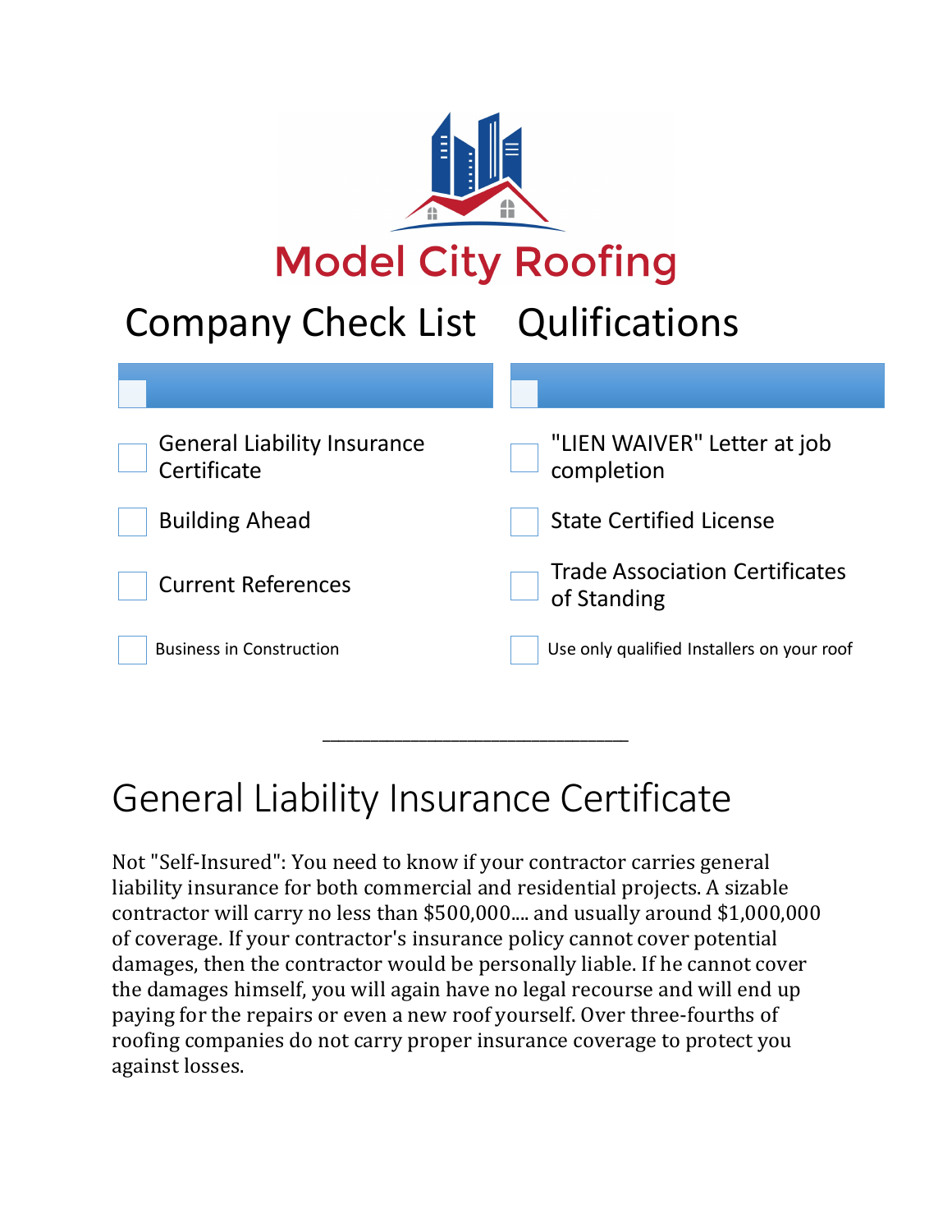# Model City Roofing

## Company Check List

- [ ] General Liability Insurance Certificate
- [ ] Building Ahead
- [ ] Current References
- [ ] Business in Construction

## Qulifications

- [ ] "LIEN WAIVER" Letter at job completion
- [ ] State Certified License
- [ ] Trade Association Certificates of Standing
- [ ] Use only qualified Installers on your roof

---

## General Liability Insurance Certificate

Not "Self-Insured": You need to know if your contractor carries general liability insurance for both commercial and residential projects. A sizable contractor will carry no less than $500,000.... and usually around $1,000,000 of coverage. If your contractor's insurance policy cannot cover potential damages, then the contractor would be personally liable. If he cannot cover the damages himself, you will again have no legal recourse and will end up paying for the repairs or even a new roof yourself. Over three-fourths of roofing companies do not carry proper insurance coverage to protect you against losses.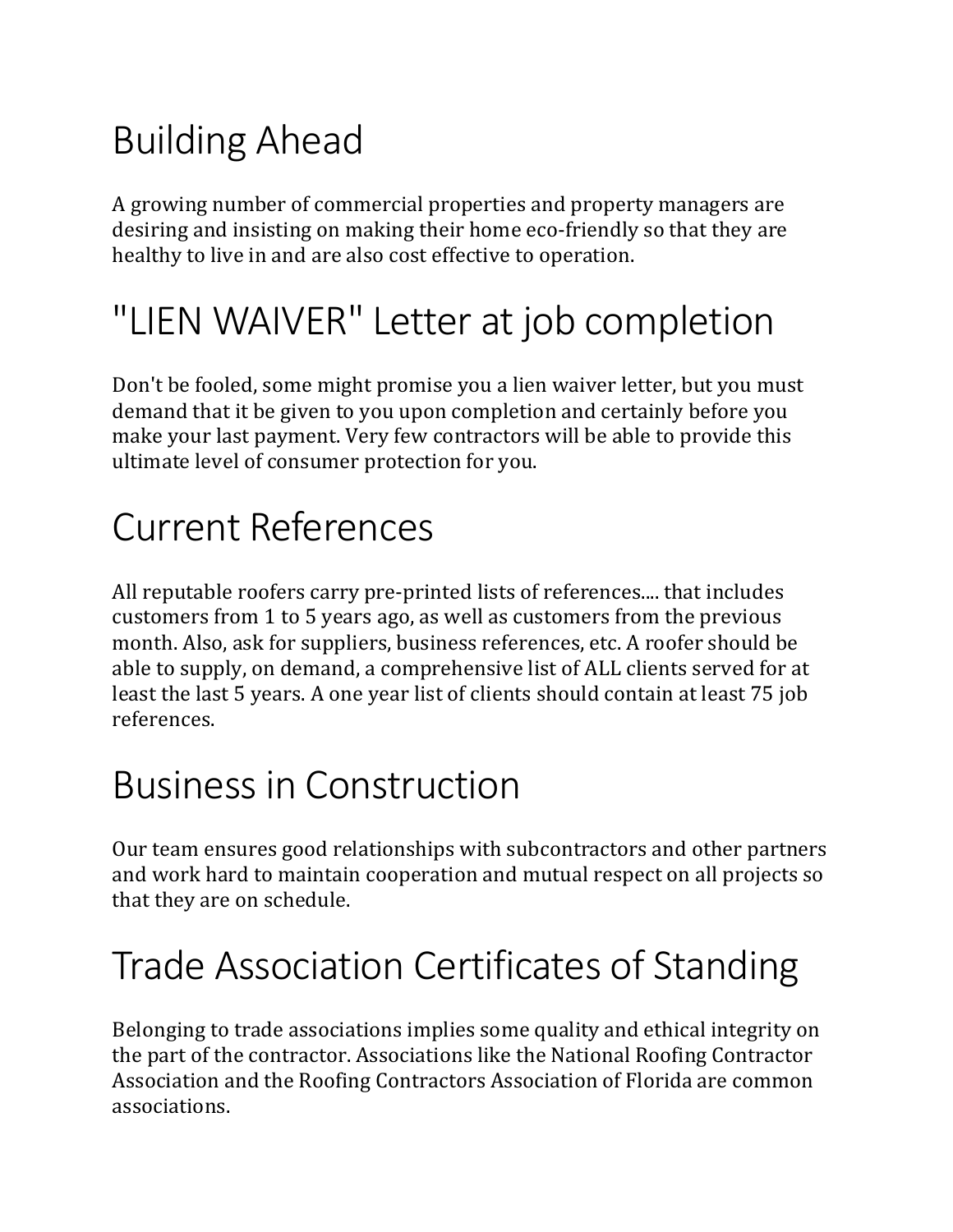# Building Ahead

A growing number of commercial properties and property managers are desiring and insisting on making their home eco-friendly so that they are healthy to live in and are also cost effective to operation.

# "LIEN WAIVER" Letter at job completion

Don't be fooled, some might promise you a lien waiver letter, but you must demand that it be given to you upon completion and certainly before you make your last payment. Very few contractors will be able to provide this ultimate level of consumer protection for you.

# Current References

All reputable roofers carry pre-printed lists of references.... that includes customers from 1 to 5 years ago, as well as customers from the previous month. Also, ask for suppliers, business references, etc. A roofer should be able to supply, on demand, a comprehensive list of ALL clients served for at least the last 5 years. A one year list of clients should contain at least 75 job references.

# Business in Construction

Our team ensures good relationships with subcontractors and other partners and work hard to maintain cooperation and mutual respect on all projects so that they are on schedule.

# Trade Association Certificates of Standing

Belonging to trade associations implies some quality and ethical integrity on the part of the contractor. Associations like the National Roofing Contractor Association and the Roofing Contractors Association of Florida are common associations.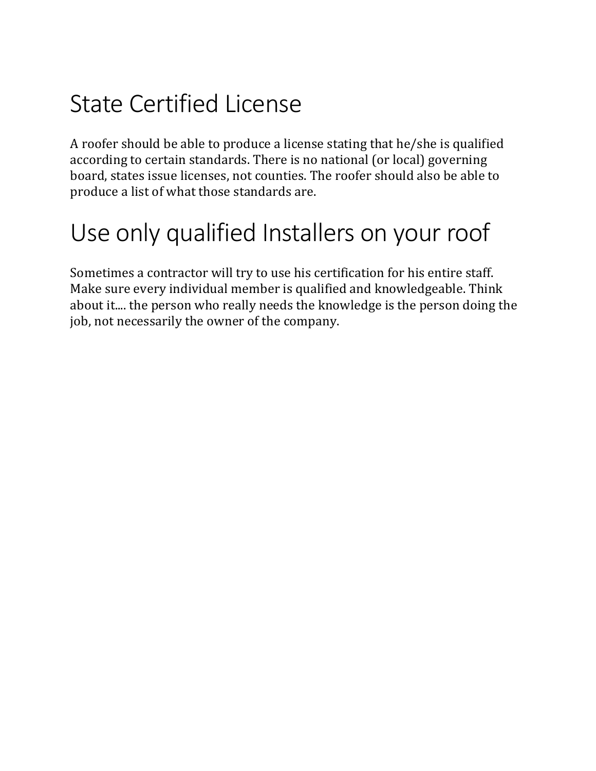## State Certified License

A roofer should be able to produce a license stating that he/she is qualified according to certain standards. There is no national (or local) governing board, states issue licenses, not counties. The roofer should also be able to produce a list of what those standards are.

## Use only qualified Installers on your roof

Sometimes a contractor will try to use his certification for his entire staff. Make sure every individual member is qualified and knowledgeable. Think about it.... the person who really needs the knowledge is the person doing the job, not necessarily the owner of the company.